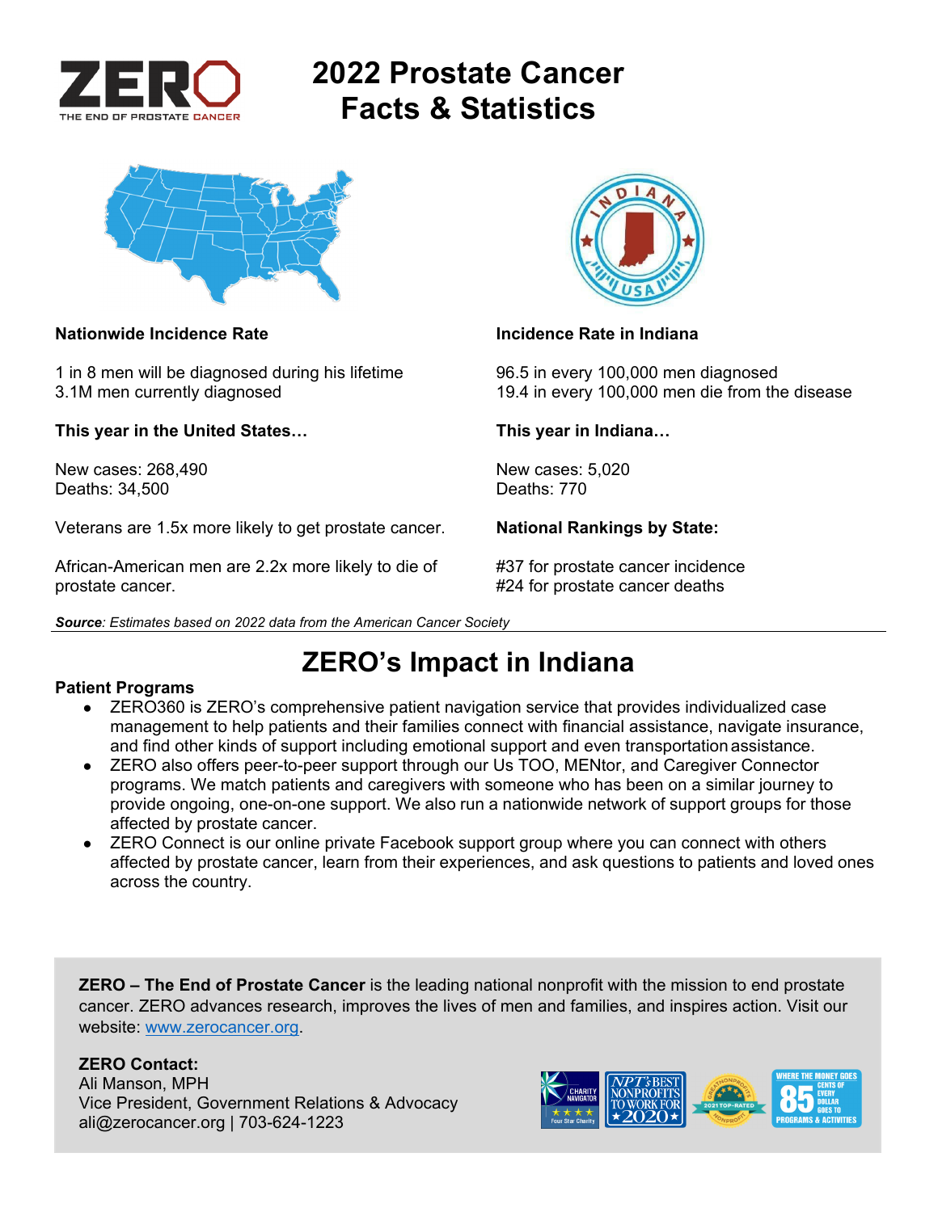# 2022 Prostate Cancer Facts & Statistics

**Nationwide Incidence Rate**

1 in 8 men will be diagnosed during his lifetime
3.1M men currently diagnosed

**This year in the United States…**

New cases: 268,490
Deaths: 34,500

Veterans are 1.5x more likely to get prostate cancer.

African-American men are 2.2x more likely to die of prostate cancer.

**Incidence Rate in Indiana**

96.5 in every 100,000 men diagnosed
19.4 in every 100,000 men die from the disease

**This year in Indiana…**

New cases: 5,020
Deaths: 770

**National Rankings by State:**

#37 for prostate cancer incidence
#24 for prostate cancer deaths

***Source**: Estimates based on 2022 data from the American Cancer Society*

## ZERO's Impact in Indiana

**Patient Programs**

- ZERO360 is ZERO's comprehensive patient navigation service that provides individualized case management to help patients and their families connect with financial assistance, navigate insurance, and find other kinds of support including emotional support and even transportation assistance.
- ZERO also offers peer-to-peer support through our Us TOO, MENtor, and Caregiver Connector programs. We match patients and caregivers with someone who has been on a similar journey to provide ongoing, one-on-one support. We also run a nationwide network of support groups for those affected by prostate cancer.
- ZERO Connect is our online private Facebook support group where you can connect with others affected by prostate cancer, learn from their experiences, and ask questions to patients and loved ones across the country.

**ZERO – The End of Prostate Cancer** is the leading national nonprofit with the mission to end prostate cancer. ZERO advances research, improves the lives of men and families, and inspires action. Visit our website: www.zerocancer.org.

**ZERO Contact:**
Ali Manson, MPH
Vice President, Government Relations & Advocacy
ali@zerocancer.org | 703-624-1223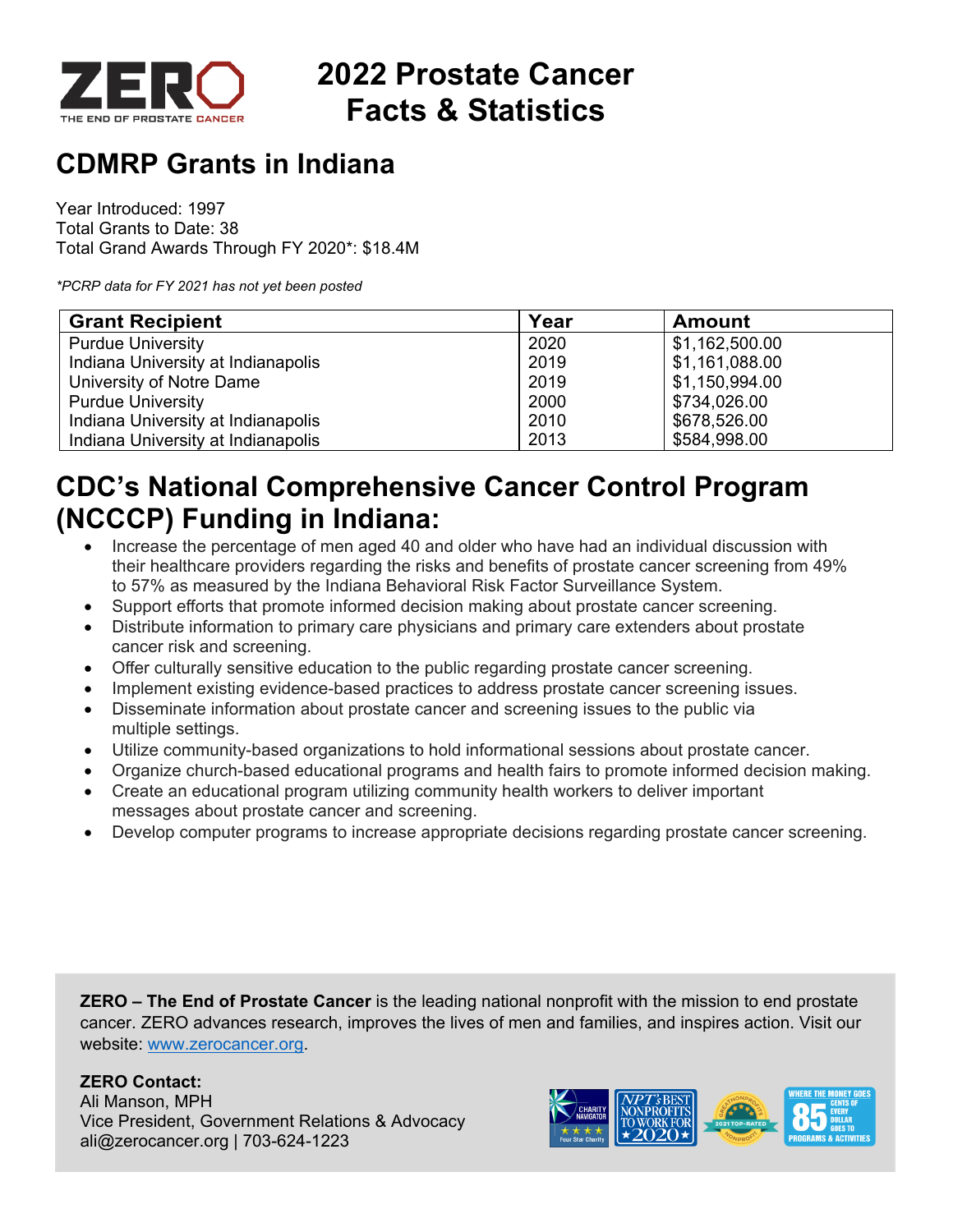# 2022 Prostate Cancer Facts & Statistics

## CDMRP Grants in Indiana

Year Introduced: 1997
Total Grants to Date: 38
Total Grand Awards Through FY 2020*: $18.4M

*\*PCRP data for FY 2021 has not yet been posted*

| Grant Recipient | Year | Amount |
|---|---|---|
| Purdue University | 2020 | $1,162,500.00 |
| Indiana University at Indianapolis | 2019 | $1,161,088.00 |
| University of Notre Dame | 2019 | $1,150,994.00 |
| Purdue University | 2000 | $734,026.00 |
| Indiana University at Indianapolis | 2010 | $678,526.00 |
| Indiana University at Indianapolis | 2013 | $584,998.00 |

## CDC's National Comprehensive Cancer Control Program (NCCCP) Funding in Indiana:

- Increase the percentage of men aged 40 and older who have had an individual discussion with their healthcare providers regarding the risks and benefits of prostate cancer screening from 49% to 57% as measured by the Indiana Behavioral Risk Factor Surveillance System.
- Support efforts that promote informed decision making about prostate cancer screening.
- Distribute information to primary care physicians and primary care extenders about prostate cancer risk and screening.
- Offer culturally sensitive education to the public regarding prostate cancer screening.
- Implement existing evidence-based practices to address prostate cancer screening issues.
- Disseminate information about prostate cancer and screening issues to the public via multiple settings.
- Utilize community-based organizations to hold informational sessions about prostate cancer.
- Organize church-based educational programs and health fairs to promote informed decision making.
- Create an educational program utilizing community health workers to deliver important messages about prostate cancer and screening.
- Develop computer programs to increase appropriate decisions regarding prostate cancer screening.

**ZERO – The End of Prostate Cancer** is the leading national nonprofit with the mission to end prostate cancer. ZERO advances research, improves the lives of men and families, and inspires action. Visit our website: www.zerocancer.org.

**ZERO Contact:**
Ali Manson, MPH
Vice President, Government Relations & Advocacy
ali@zerocancer.org | 703-624-1223